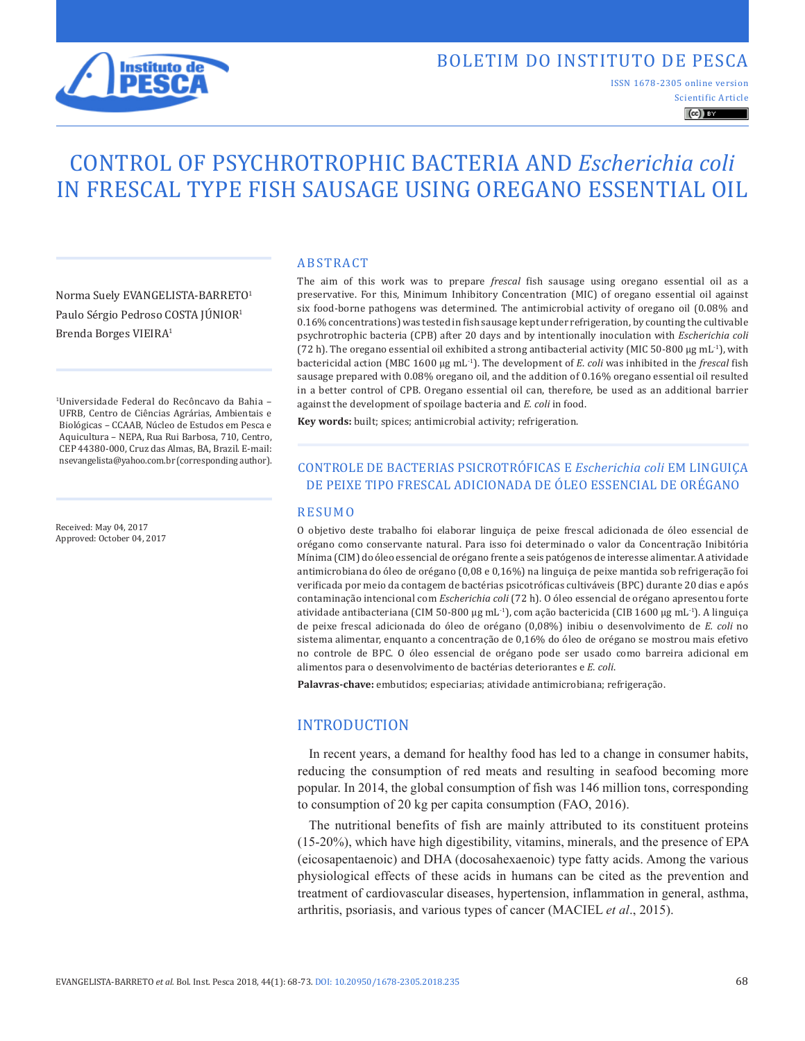# CONTROL OF PSYCHROTROPHIC BACTERIA AND *Escherichia coli* IN FRESCAL TYPE FISH SAUSAGE USING OREGANO ESSENTIAL OIL

Norma Suely EVANGELISTA-BARRETO[1]
Paulo Sérgio Pedroso COSTA JÚNIOR[1]
Brenda Borges VIEIRA[1]

[1]Universidade Federal do Recôncavo da Bahia – UFRB, Centro de Ciências Agrárias, Ambientais e Biológicas – CCAAB, Núcleo de Estudos em Pesca e Aquicultura – NEPA, Rua Rui Barbosa, 710, Centro, CEP 44380-000, Cruz das Almas, BA, Brazil. E-mail: nsevangelista@yahoo.com.br (corresponding author).

Received: May 04, 2017
Approved: October 04, 2017

## ABSTRACT

The aim of this work was to prepare *frescal* fish sausage using oregano essential oil as a preservative. For this, Minimum Inhibitory Concentration (MIC) of oregano essential oil against six food-borne pathogens was determined. The antimicrobial activity of oregano oil (0.08% and 0.16% concentrations) was tested in fish sausage kept under refrigeration, by counting the cultivable psychrotrophic bacteria (CPB) after 20 days and by intentionally inoculation with *Escherichia coli* (72 h). The oregano essential oil exhibited a strong antibacterial activity (MIC 50-800 μg $mL^{-1}$), with bactericidal action (MBC 1600 μg $mL^{-1}$). The development of *E. coli* was inhibited in the *frescal* fish sausage prepared with 0.08% oregano oil, and the addition of 0.16% oregano essential oil resulted in a better control of CPB. Oregano essential oil can, therefore, be used as an additional barrier against the development of spoilage bacteria and *E. coli* in food.

**Key words:** built; spices; antimicrobial activity; refrigeration.

## CONTROLE DE BACTERIAS PSICROTRÓFICAS E *Escherichia coli* EM LINGUIÇA DE PEIXE TIPO FRESCAL ADICIONADA DE ÓLEO ESSENCIAL DE ORÉGANO

## RESUMO

O objetivo deste trabalho foi elaborar linguiça de peixe frescal adicionada de óleo essencial de orégano como conservante natural. Para isso foi determinado o valor da Concentração Inibitória Mínima (CIM) do óleo essencial de orégano frente a seis patógenos de interesse alimentar. A atividade antimicrobiana do óleo de orégano (0,08 e 0,16%) na linguiça de peixe mantida sob refrigeração foi verificada por meio da contagem de bactérias psicotróficas cultiváveis (BPC) durante 20 dias e após contaminação intencional com *Escherichia coli* (72 h). O óleo essencial de orégano apresentou forte atividade antibacteriana (CIM 50-800 μg $mL^{-1}$), com ação bactericida (CIB 1600 μg $mL^{-1}$). A linguiça de peixe frescal adicionada do óleo de orégano (0,08%) inibiu o desenvolvimento de *E. coli* no sistema alimentar, enquanto a concentração de 0,16% do óleo de orégano se mostrou mais efetivo no controle de BPC. O óleo essencial de orégano pode ser usado como barreira adicional em alimentos para o desenvolvimento de bactérias deteriorantes e *E. coli*.

**Palavras-chave:** embutidos; especiarias; atividade antimicrobiana; refrigeração.

## INTRODUCTION

In recent years, a demand for healthy food has led to a change in consumer habits, reducing the consumption of red meats and resulting in seafood becoming more popular. In 2014, the global consumption of fish was 146 million tons, corresponding to consumption of 20 kg per capita consumption (FAO, 2016).

The nutritional benefits of fish are mainly attributed to its constituent proteins (15-20%), which have high digestibility, vitamins, minerals, and the presence of EPA (eicosapentaenoic) and DHA (docosahexaenoic) type fatty acids. Among the various physiological effects of these acids in humans can be cited as the prevention and treatment of cardiovascular diseases, hypertension, inflammation in general, asthma, arthritis, psoriasis, and various types of cancer (MACIEL *et al*., 2015).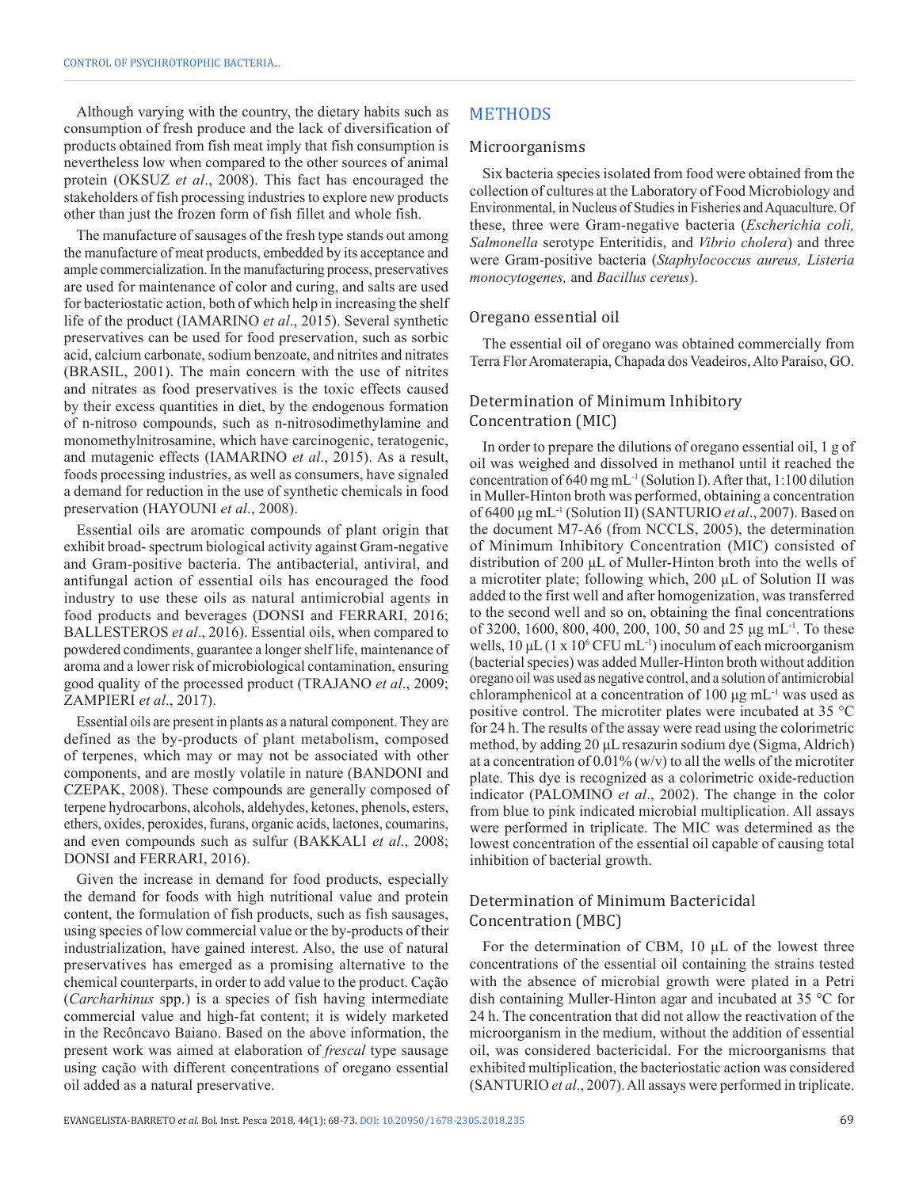Although varying with the country, the dietary habits such as consumption of fresh produce and the lack of diversification of products obtained from fish meat imply that fish consumption is nevertheless low when compared to the other sources of animal protein (OKSUZ *et al*., 2008). This fact has encouraged the stakeholders of fish processing industries to explore new products other than just the frozen form of fish fillet and whole fish.

The manufacture of sausages of the fresh type stands out among the manufacture of meat products, embedded by its acceptance and ample commercialization. In the manufacturing process, preservatives are used for maintenance of color and curing, and salts are used for bacteriostatic action, both of which help in increasing the shelf life of the product (IAMARINO *et al*., 2015). Several synthetic preservatives can be used for food preservation, such as sorbic acid, calcium carbonate, sodium benzoate, and nitrites and nitrates (BRASIL, 2001). The main concern with the use of nitrites and nitrates as food preservatives is the toxic effects caused by their excess quantities in diet, by the endogenous formation of n-nitroso compounds, such as n-nitrosodimethylamine and monomethylnitrosamine, which have carcinogenic, teratogenic, and mutagenic effects (IAMARINO *et al*., 2015). As a result, foods processing industries, as well as consumers, have signaled a demand for reduction in the use of synthetic chemicals in food preservation (HAYOUNI *et al*., 2008).

Essential oils are aromatic compounds of plant origin that exhibit broad- spectrum biological activity against Gram-negative and Gram-positive bacteria. The antibacterial, antiviral, and antifungal action of essential oils has encouraged the food industry to use these oils as natural antimicrobial agents in food products and beverages (DONSI and FERRARI, 2016; BALLESTEROS *et al*., 2016). Essential oils, when compared to powdered condiments, guarantee a longer shelf life, maintenance of aroma and a lower risk of microbiological contamination, ensuring good quality of the processed product (TRAJANO *et al*., 2009; ZAMPIERI *et al*., 2017).

Essential oils are present in plants as a natural component. They are defined as the by-products of plant metabolism, composed of terpenes, which may or may not be associated with other components, and are mostly volatile in nature (BANDONI and CZEPAK, 2008). These compounds are generally composed of terpene hydrocarbons, alcohols, aldehydes, ketones, phenols, esters, ethers, oxides, peroxides, furans, organic acids, lactones, coumarins, and even compounds such as sulfur (BAKKALI *et al*., 2008; DONSI and FERRARI, 2016).

Given the increase in demand for food products, especially the demand for foods with high nutritional value and protein content, the formulation of fish products, such as fish sausages, using species of low commercial value or the by-products of their industrialization, have gained interest. Also, the use of natural preservatives has emerged as a promising alternative to the chemical counterparts, in order to add value to the product. Cação (*Carcharhinus* spp.) is a species of fish having intermediate commercial value and high-fat content; it is widely marketed in the Recôncavo Baiano. Based on the above information, the present work was aimed at elaboration of *frescal* type sausage using cação with different concentrations of oregano essential oil added as a natural preservative.

## METHODS

### Microorganisms

Six bacteria species isolated from food were obtained from the collection of cultures at the Laboratory of Food Microbiology and Environmental, in Nucleus of Studies in Fisheries and Aquaculture. Of these, three were Gram-negative bacteria (*Escherichia coli, Salmonella* serotype Enteritidis, and *Vibrio cholera*) and three were Gram-positive bacteria (*Staphylococcus aureus, Listeria monocytogenes,* and *Bacillus cereus*).

### Oregano essential oil

The essential oil of oregano was obtained commercially from Terra Flor Aromaterapia, Chapada dos Veadeiros, Alto Paraíso, GO.

### Determination of Minimum Inhibitory Concentration (MIC)

In order to prepare the dilutions of oregano essential oil, 1 g of oil was weighed and dissolved in methanol until it reached the concentration of 640 mg $mL^{-1}$ (Solution I). After that, 1:100 dilution in Muller-Hinton broth was performed, obtaining a concentration of 6400 µg $mL^{-1}$ (Solution II) (SANTURIO *et al*., 2007). Based on the document M7-A6 (from NCCLS, 2005), the determination of Minimum Inhibitory Concentration (MIC) consisted of distribution of 200 µL of Muller-Hinton broth into the wells of a microtiter plate; following which, 200 µL of Solution II was added to the first well and after homogenization, was transferred to the second well and so on, obtaining the final concentrations of 3200, 1600, 800, 400, 200, 100, 50 and 25 µg $mL^{-1}$. To these wells, 10 µL ($1 \times 10^6$ CFU $mL^{-1}$) inoculum of each microorganism (bacterial species) was added Muller-Hinton broth without addition oregano oil was used as negative control, and a solution of antimicrobial chloramphenicol at a concentration of 100 µg $mL^{-1}$ was used as positive control. The microtiter plates were incubated at 35 °C for 24 h. The results of the assay were read using the colorimetric method, by adding 20 µL resazurin sodium dye (Sigma, Aldrich) at a concentration of 0.01% (w/v) to all the wells of the microtiter plate. This dye is recognized as a colorimetric oxide-reduction indicator (PALOMINO *et al*., 2002). The change in the color from blue to pink indicated microbial multiplication. All assays were performed in triplicate. The MIC was determined as the lowest concentration of the essential oil capable of causing total inhibition of bacterial growth.

### Determination of Minimum Bactericidal Concentration (MBC)

For the determination of CBM, 10 µL of the lowest three concentrations of the essential oil containing the strains tested with the absence of microbial growth were plated in a Petri dish containing Muller-Hinton agar and incubated at 35 °C for 24 h. The concentration that did not allow the reactivation of the microorganism in the medium, without the addition of essential oil, was considered bactericidal. For the microorganisms that exhibited multiplication, the bacteriostatic action was considered (SANTURIO *et al*., 2007). All assays were performed in triplicate.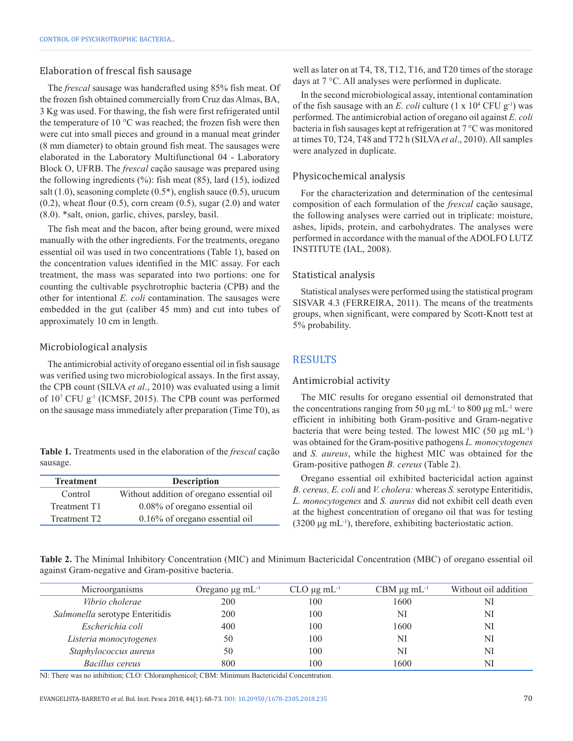### Elaboration of frescal fish sausage

The *frescal* sausage was handcrafted using 85% fish meat. Of the frozen fish obtained commercially from Cruz das Almas, BA, 3 Kg was used. For thawing, the fish were first refrigerated until the temperature of 10 °C was reached; the frozen fish were then were cut into small pieces and ground in a manual meat grinder (8 mm diameter) to obtain ground fish meat. The sausages were elaborated in the Laboratory Multifunctional 04 - Laboratory Block O, UFRB. The *frescal* cação sausage was prepared using the following ingredients (%): fish meat (85), lard (15), iodized salt (1.0), seasoning complete (0.5*), english sauce (0.5), urucum (0.2), wheat flour (0.5), corn cream (0.5), sugar (2.0) and water (8.0). *salt, onion, garlic, chives, parsley, basil.

The fish meat and the bacon, after being ground, were mixed manually with the other ingredients. For the treatments, oregano essential oil was used in two concentrations (Table 1), based on the concentration values identified in the MIC assay. For each treatment, the mass was separated into two portions: one for counting the cultivable psychrotrophic bacteria (CPB) and the other for intentional *E. coli* contamination. The sausages were embedded in the gut (caliber 45 mm) and cut into tubes of approximately 10 cm in length.

### Microbiological analysis

The antimicrobial activity of oregano essential oil in fish sausage was verified using two microbiological assays. In the first assay, the CPB count (SILVA *et al*., 2010) was evaluated using a limit of $10^7$ CFU $g^{-1}$ (ICMSF, 2015). The CPB count was performed on the sausage mass immediately after preparation (Time T0), as well as later on at T4, T8, T12, T16, and T20 times of the storage days at 7 °C. All analyses were performed in duplicate.

**Table 1.** Treatments used in the elaboration of the *frescal* cação sausage.

| Treatment | Description |
|---|---|
| Control | Without addition of oregano essential oil |
| Treatment T1 | 0.08% of oregano essential oil |
| Treatment T2 | 0.16% of oregano essential oil |

In the second microbiological assay, intentional contamination of the fish sausage with an *E. coli* culture ($1 \times 10^4$ CFU $g^{-1}$) was performed. The antimicrobial action of oregano oil against *E. coli* bacteria in fish sausages kept at refrigeration at 7 °C was monitored at times T0, T24, T48 and T72 h (SILVA *et al*., 2010). All samples were analyzed in duplicate.

### Physicochemical analysis

For the characterization and determination of the centesimal composition of each formulation of the *frescal* cação sausage, the following analyses were carried out in triplicate: moisture, ashes, lipids, protein, and carbohydrates. The analyses were performed in accordance with the manual of the ADOLFO LUTZ INSTITUTE (IAL, 2008).

### Statistical analysis

Statistical analyses were performed using the statistical program SISVAR 4.3 (FERREIRA, 2011). The means of the treatments groups, when significant, were compared by Scott-Knott test at 5% probability.

## RESULTS

### Antimicrobial activity

The MIC results for oregano essential oil demonstrated that the concentrations ranging from 50 µg $mL^{-1}$ to 800 µg $mL^{-1}$ were efficient in inhibiting both Gram-positive and Gram-negative bacteria that were being tested. The lowest MIC (50 µg $mL^{-1}$) was obtained for the Gram-positive pathogens *L. monocytogenes* and *S. aureus*, while the highest MIC was obtained for the Gram-positive pathogen *B. cereus* (Table 2).

Oregano essential oil exhibited bactericidal action against *B. cereus, E. coli* and *V. cholera:* whereas *S.* serotype Enteritidis, *L. monocytogenes* and *S. aureus* did not exhibit cell death even at the highest concentration of oregano oil that was for testing (3200 µg $mL^{-1}$), therefore, exhibiting bacteriostatic action.

**Table 2.** The Minimal Inhibitory Concentration (MIC) and Minimum Bactericidal Concentration (MBC) of oregano essential oil against Gram-negative and Gram-positive bacteria.

| Microorganisms | Oregano µg $mL^{-1}$ | CLO µg $mL^{-1}$ | CBM µg $mL^{-1}$ | Without oil addition |
|---|---|---|---|---|
| *Vibrio cholerae* | 200 | 100 | 1600 | NI |
| *Salmonella* serotype Enteritidis | 200 | 100 | NI | NI |
| *Escherichia coli* | 400 | 100 | 1600 | NI |
| *Listeria monocytogenes* | 50 | 100 | NI | NI |
| *Staphylococcus aureus* | 50 | 100 | NI | NI |
| *Bacillus cereus* | 800 | 100 | 1600 | NI |

NI: There was no inhibition; CLO: Chloramphenicol; CBM: Minimum Bactericidal Concentration.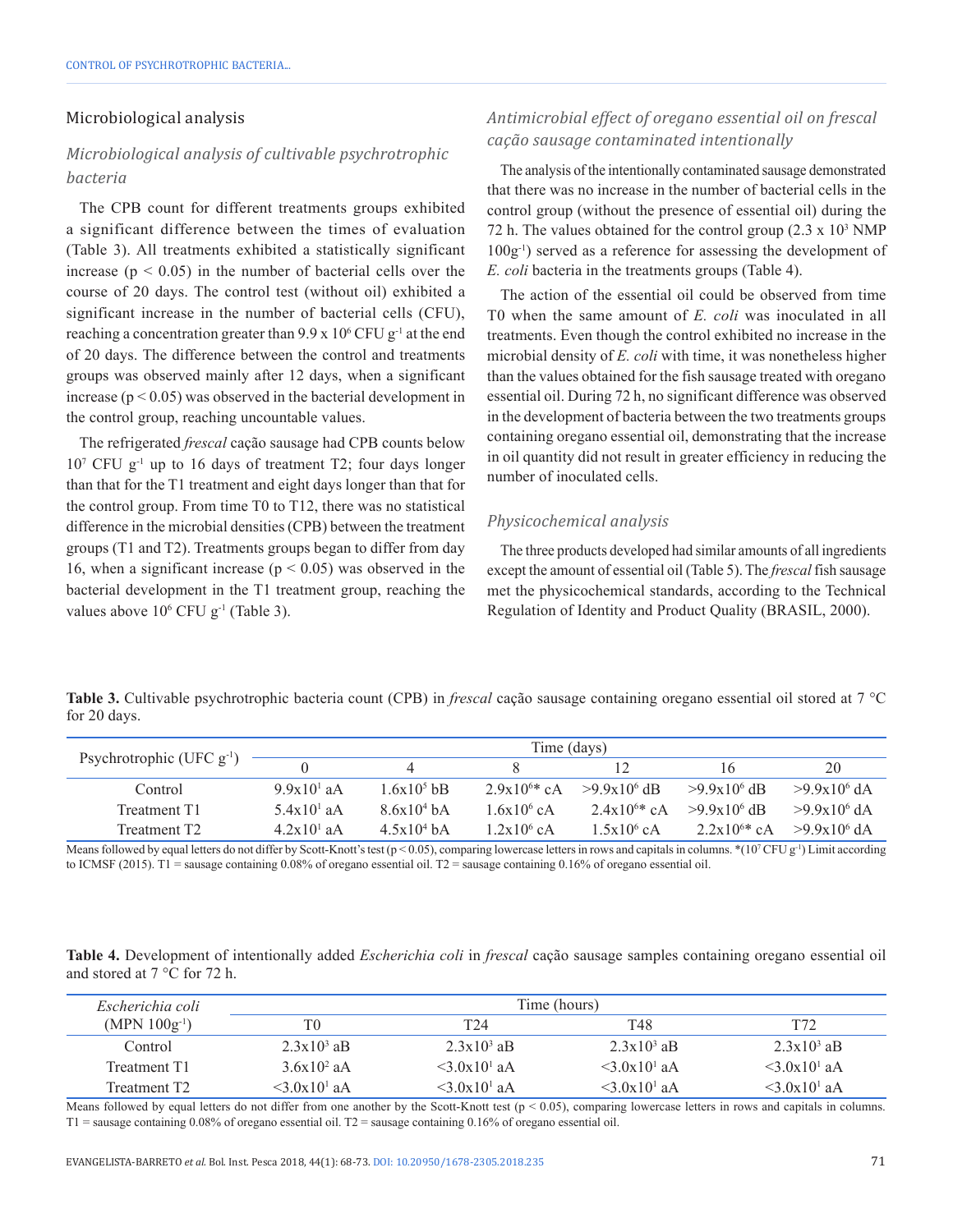## Microbiological analysis

### Microbiological analysis of cultivable psychrotrophic bacteria

The CPB count for different treatments groups exhibited a significant difference between the times of evaluation (Table 3). All treatments exhibited a statistically significant increase ($p < 0.05$) in the number of bacterial cells over the course of 20 days. The control test (without oil) exhibited a significant increase in the number of bacterial cells (CFU), reaching a concentration greater than $9.9 \times 10^6$ CFU $g^{-1}$ at the end of 20 days. The difference between the control and treatments groups was observed mainly after 12 days, when a significant increase ($p < 0.05$) was observed in the bacterial development in the control group, reaching uncountable values.

The refrigerated *frescal* cação sausage had CPB counts below $10^7$ CFU $g^{-1}$ up to 16 days of treatment T2; four days longer than that for the T1 treatment and eight days longer than that for the control group. From time T0 to T12, there was no statistical difference in the microbial densities (CPB) between the treatment groups (T1 and T2). Treatments groups began to differ from day 16, when a significant increase ($p < 0.05$) was observed in the bacterial development in the T1 treatment group, reaching the values above $10^6$ CFU $g^{-1}$ (Table 3).

### Antimicrobial effect of oregano essential oil on frescal cação sausage contaminated intentionally

The analysis of the intentionally contaminated sausage demonstrated that there was no increase in the number of bacterial cells in the control group (without the presence of essential oil) during the 72 h. The values obtained for the control group ($2.3 \times 10^3$ NMP $100g^{-1}$) served as a reference for assessing the development of *E. coli* bacteria in the treatments groups (Table 4).

The action of the essential oil could be observed from time T0 when the same amount of *E. coli* was inoculated in all treatments. Even though the control exhibited no increase in the microbial density of *E. coli* with time, it was nonetheless higher than the values obtained for the fish sausage treated with oregano essential oil. During 72 h, no significant difference was observed in the development of bacteria between the two treatments groups containing oregano essential oil, demonstrating that the increase in oil quantity did not result in greater efficiency in reducing the number of inoculated cells.

### Physicochemical analysis

The three products developed had similar amounts of all ingredients except the amount of essential oil (Table 5). The *frescal* fish sausage met the physicochemical standards, according to the Technical Regulation of Identity and Product Quality (BRASIL, 2000).

**Table 3.** Cultivable psychrotrophic bacteria count (CPB) in *frescal* cação sausage containing oregano essential oil stored at 7 °C for 20 days.

| Psychrotrophic (UFC $g^{-1}$) | Time (days) | | | | | |
|---|---|---|---|---|---|---|
| | 0 | 4 | 8 | 12 | 16 | 20 |
| Control | $9.9 \times 10^1$ aA | $1.6 \times 10^5$ bB | $2.9 \times 10^6$* cA | $>9.9 \times 10^6$ dB | $>9.9 \times 10^6$ dB | $>9.9 \times 10^6$ dA |
| Treatment T1 | $5.4 \times 10^1$ aA | $8.6 \times 10^4$ bA | $1.6 \times 10^6$ cA | $2.4 \times 10^6$* cA | $>9.9 \times 10^6$ dB | $>9.9 \times 10^6$ dA |
| Treatment T2 | $4.2 \times 10^1$ aA | $4.5 \times 10^4$ bA | $1.2 \times 10^6$ cA | $1.5 \times 10^6$ cA | $2.2 \times 10^6$* cA | $>9.9 \times 10^6$ dA |

Means followed by equal letters do not differ by Scott-Knott's test ($p < 0.05$), comparing lowercase letters in rows and capitals in columns. *($10^7$ CFU $g^{-1}$) Limit according to ICMSF (2015). T1 = sausage containing 0.08% of oregano essential oil. T2 = sausage containing 0.16% of oregano essential oil.

**Table 4.** Development of intentionally added *Escherichia coli* in *frescal* cação sausage samples containing oregano essential oil and stored at 7 °C for 72 h.

| *Escherichia coli* (MPN $100g^{-1}$) | Time (hours) | | | |
|---|---|---|---|---|
| | T0 | T24 | T48 | T72 |
| Control | $2.3 \times 10^3$ aB | $2.3 \times 10^3$ aB | $2.3 \times 10^3$ aB | $2.3 \times 10^3$ aB |
| Treatment T1 | $3.6 \times 10^2$ aA | $<3.0 \times 10^1$ aA | $<3.0 \times 10^1$ aA | $<3.0 \times 10^1$ aA |
| Treatment T2 | $<3.0 \times 10^1$ aA | $<3.0 \times 10^1$ aA | $<3.0 \times 10^1$ aA | $<3.0 \times 10^1$ aA |

Means followed by equal letters do not differ from one another by the Scott-Knott test ($p < 0.05$), comparing lowercase letters in rows and capitals in columns. T1 = sausage containing 0.08% of oregano essential oil. T2 = sausage containing 0.16% of oregano essential oil.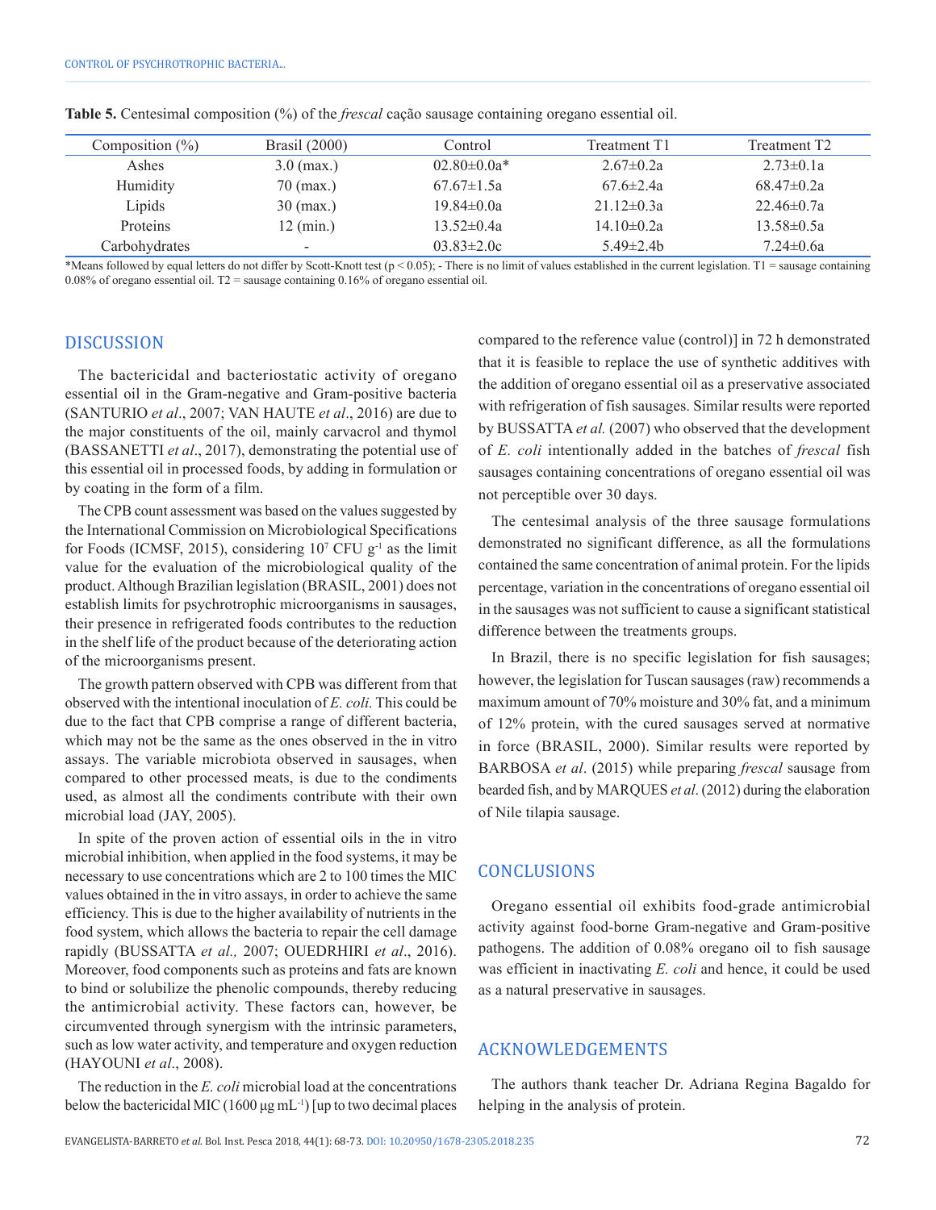**Table 5.** Centesimal composition (%) of the *frescal* cação sausage containing oregano essential oil.

| Composition (%) | Brasil (2000) | Control | Treatment T1 | Treatment T2 |
|---|---|---|---|---|
| Ashes | 3.0 (max.) | 02.80±0.0a* | 2.67±0.2a | 2.73±0.1a |
| Humidity | 70 (max.) | 67.67±1.5a | 67.6±2.4a | 68.47±0.2a |
| Lipids | 30 (max.) | 19.84±0.0a | 21.12±0.3a | 22.46±0.7a |
| Proteins | 12 (min.) | 13.52±0.4a | 14.10±0.2a | 13.58±0.5a |
| Carbohydrates | - | 03.83±2.0c | 5.49±2.4b | 7.24±0.6a |

*Means followed by equal letters do not differ by Scott-Knott test ($p < 0.05$); - There is no limit of values established in the current legislation. T1 = sausage containing 0.08% of oregano essential oil. T2 = sausage containing 0.16% of oregano essential oil.

## DISCUSSION

The bactericidal and bacteriostatic activity of oregano essential oil in the Gram-negative and Gram-positive bacteria (SANTURIO *et al*., 2007; VAN HAUTE *et al*., 2016) are due to the major constituents of the oil, mainly carvacrol and thymol (BASSANETTI *et al*., 2017), demonstrating the potential use of this essential oil in processed foods, by adding in formulation or by coating in the form of a film.

The CPB count assessment was based on the values suggested by the International Commission on Microbiological Specifications for Foods (ICMSF, 2015), considering $10^7$ CFU $g^{-1}$ as the limit value for the evaluation of the microbiological quality of the product. Although Brazilian legislation (BRASIL, 2001) does not establish limits for psychrotrophic microorganisms in sausages, their presence in refrigerated foods contributes to the reduction in the shelf life of the product because of the deteriorating action of the microorganisms present.

The growth pattern observed with CPB was different from that observed with the intentional inoculation of *E. coli.* This could be due to the fact that CPB comprise a range of different bacteria, which may not be the same as the ones observed in the in vitro assays. The variable microbiota observed in sausages, when compared to other processed meats, is due to the condiments used, as almost all the condiments contribute with their own microbial load (JAY, 2005).

In spite of the proven action of essential oils in the in vitro microbial inhibition, when applied in the food systems, it may be necessary to use concentrations which are 2 to 100 times the MIC values obtained in the in vitro assays, in order to achieve the same efficiency. This is due to the higher availability of nutrients in the food system, which allows the bacteria to repair the cell damage rapidly (BUSSATTA *et al.,* 2007; OUEDRHIRI *et al*., 2016). Moreover, food components such as proteins and fats are known to bind or solubilize the phenolic compounds, thereby reducing the antimicrobial activity. These factors can, however, be circumvented through synergism with the intrinsic parameters, such as low water activity, and temperature and oxygen reduction (HAYOUNI *et al*., 2008).

The reduction in the *E. coli* microbial load at the concentrations below the bactericidal MIC (1600 μg $mL^{-1}$) [up to two decimal places compared to the reference value (control)] in 72 h demonstrated that it is feasible to replace the use of synthetic additives with the addition of oregano essential oil as a preservative associated with refrigeration of fish sausages. Similar results were reported by BUSSATTA *et al.* (2007) who observed that the development of *E. coli* intentionally added in the batches of *frescal* fish sausages containing concentrations of oregano essential oil was not perceptible over 30 days.

The centesimal analysis of the three sausage formulations demonstrated no significant difference, as all the formulations contained the same concentration of animal protein. For the lipids percentage, variation in the concentrations of oregano essential oil in the sausages was not sufficient to cause a significant statistical difference between the treatments groups.

In Brazil, there is no specific legislation for fish sausages; however, the legislation for Tuscan sausages (raw) recommends a maximum amount of 70% moisture and 30% fat, and a minimum of 12% protein, with the cured sausages served at normative in force (BRASIL, 2000). Similar results were reported by BARBOSA *et al*. (2015) while preparing *frescal* sausage from bearded fish, and by MARQUES *et al*. (2012) during the elaboration of Nile tilapia sausage.

## CONCLUSIONS

Oregano essential oil exhibits food-grade antimicrobial activity against food-borne Gram-negative and Gram-positive pathogens. The addition of 0.08% oregano oil to fish sausage was efficient in inactivating *E. coli* and hence, it could be used as a natural preservative in sausages.

## ACKNOWLEDGEMENTS

The authors thank teacher Dr. Adriana Regina Bagaldo for helping in the analysis of protein.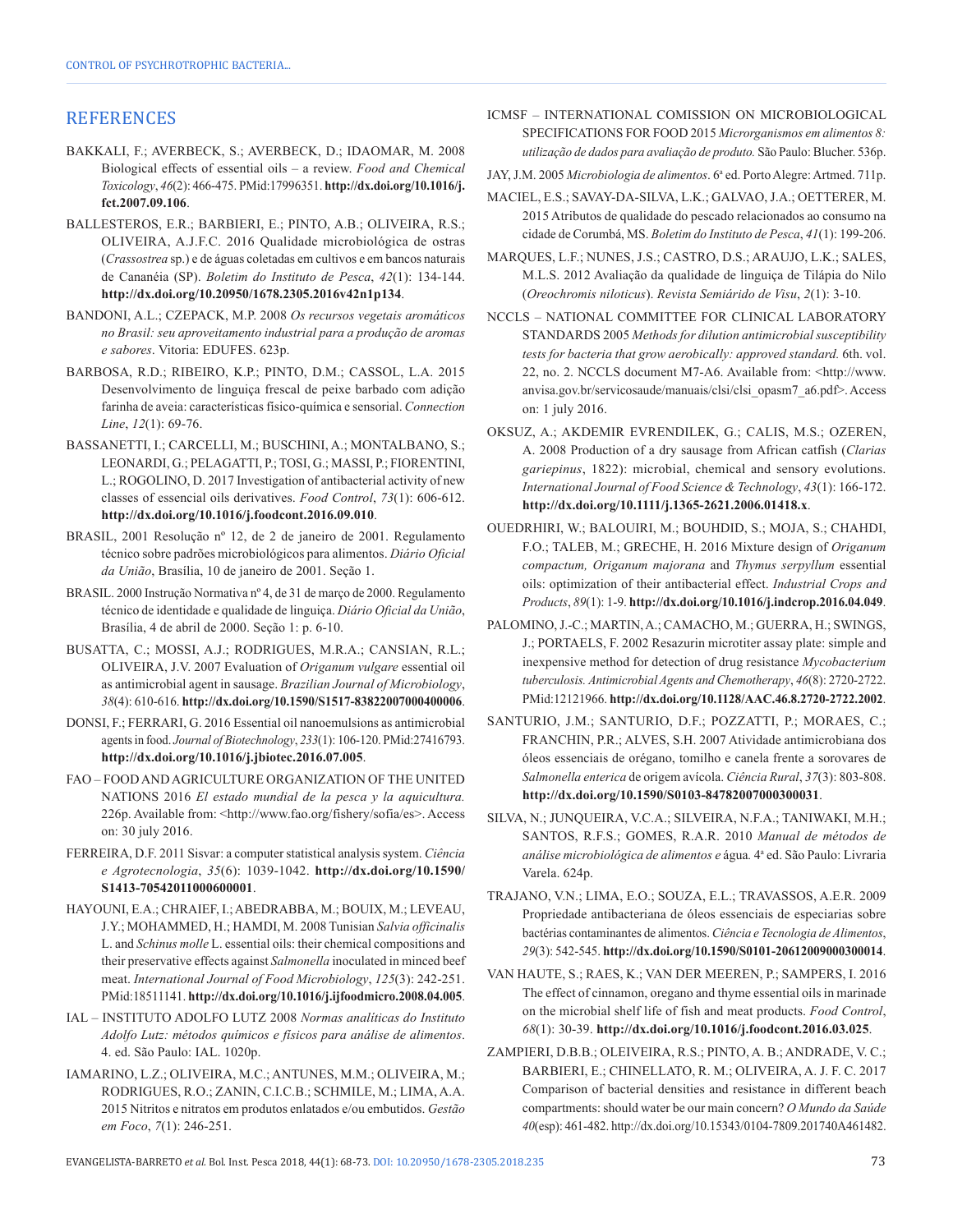## REFERENCES

BAKKALI, F.; AVERBECK, S.; AVERBECK, D.; IDAOMAR, M. 2008 Biological effects of essential oils – a review. *Food and Chemical Toxicology*, *46*(2): 466-475. PMid:17996351. **http://dx.doi.org/10.1016/j.fct.2007.09.106**.

BALLESTEROS, E.R.; BARBIERI, E.; PINTO, A.B.; OLIVEIRA, R.S.; OLIVEIRA, A.J.F.C. 2016 Qualidade microbiológica de ostras (*Crassostrea* sp.) e de águas coletadas em cultivos e em bancos naturais de Cananéia (SP). *Boletim do Instituto de Pesca*, *42*(1): 134-144. **http://dx.doi.org/10.20950/1678.2305.2016v42n1p134**.

BANDONI, A.L.; CZEPACK, M.P. 2008 *Os recursos vegetais aromáticos no Brasil: seu aproveitamento industrial para a produção de aromas e sabores*. Vitoria: EDUFES. 623p.

BARBOSA, R.D.; RIBEIRO, K.P.; PINTO, D.M.; CASSOL, L.A. 2015 Desenvolvimento de linguiça frescal de peixe barbado com adição farinha de aveia: características físico-química e sensorial. *Connection Line*, *12*(1): 69-76.

BASSANETTI, I.; CARCELLI, M.; BUSCHINI, A.; MONTALBANO, S.; LEONARDI, G.; PELAGATTI, P.; TOSI, G.; MASSI, P.; FIORENTINI, L.; ROGOLINO, D. 2017 Investigation of antibacterial activity of new classes of essencial oils derivatives. *Food Control*, *73*(1): 606-612. **http://dx.doi.org/10.1016/j.foodcont.2016.09.010**.

BRASIL, 2001 Resolução nº 12, de 2 de janeiro de 2001. Regulamento técnico sobre padrões microbiológicos para alimentos. *Diário Oficial da União*, Brasília, 10 de janeiro de 2001. Seção 1.

BRASIL. 2000 Instrução Normativa nº 4, de 31 de março de 2000. Regulamento técnico de identidade e qualidade de linguiça. *Diário Oficial da União*, Brasília, 4 de abril de 2000. Seção 1: p. 6-10.

BUSATTA, C.; MOSSI, A.J.; RODRIGUES, M.R.A.; CANSIAN, R.L.; OLIVEIRA, J.V. 2007 Evaluation of *Origanum vulgare* essential oil as antimicrobial agent in sausage. *Brazilian Journal of Microbiology*, *38*(4): 610-616. **http://dx.doi.org/10.1590/S1517-83822007000400006**.

DONSI, F.; FERRARI, G. 2016 Essential oil nanoemulsions as antimicrobial agents in food. *Journal of Biotechnology*, *233*(1): 106-120. PMid:27416793. **http://dx.doi.org/10.1016/j.jbiotec.2016.07.005**.

FAO – FOOD AND AGRICULTURE ORGANIZATION OF THE UNITED NATIONS 2016 *El estado mundial de la pesca y la aquicultura.* 226p. Available from: <http://www.fao.org/fishery/sofia/es>. Access on: 30 july 2016.

FERREIRA, D.F. 2011 Sisvar: a computer statistical analysis system. *Ciência e Agrotecnologia*, *35*(6): 1039-1042. **http://dx.doi.org/10.1590/S1413-70542011000600001**.

HAYOUNI, E.A.; CHRAIEF, I.; ABEDRABBA, M.; BOUIX, M.; LEVEAU, J.Y.; MOHAMMED, H.; HAMDI, M. 2008 Tunisian *Salvia officinalis* L. and *Schinus molle* L. essential oils: their chemical compositions and their preservative effects against *Salmonella* inoculated in minced beef meat. *International Journal of Food Microbiology*, *125*(3): 242-251. PMid:18511141. **http://dx.doi.org/10.1016/j.ijfoodmicro.2008.04.005**.

IAL – INSTITUTO ADOLFO LUTZ 2008 *Normas analíticas do Instituto Adolfo Lutz: métodos químicos e físicos para análise de alimentos*. 4. ed. São Paulo: IAL. 1020p.

IAMARINO, L.Z.; OLIVEIRA, M.C.; ANTUNES, M.M.; OLIVEIRA, M.; RODRIGUES, R.O.; ZANIN, C.I.C.B.; SCHMILE, M.; LIMA, A.A. 2015 Nitritos e nitratos em produtos enlatados e/ou embutidos. *Gestão em Foco*, *7*(1): 246-251.

ICMSF – INTERNATIONAL COMISSION ON MICROBIOLOGICAL SPECIFICATIONS FOR FOOD 2015 *Microrganismos em alimentos 8: utilização de dados para avaliação de produto.* São Paulo: Blucher. 536p.

JAY, J.M. 2005 *Microbiologia de alimentos*. 6ª ed. Porto Alegre: Artmed. 711p.

MACIEL, E.S.; SAVAY-DA-SILVA, L.K.; GALVAO, J.A.; OETTERER, M. 2015 Atributos de qualidade do pescado relacionados ao consumo na cidade de Corumbá, MS. *Boletim do Instituto de Pesca*, *41*(1): 199-206.

MARQUES, L.F.; NUNES, J.S.; CASTRO, D.S.; ARAUJO, L.K.; SALES, M.L.S. 2012 Avaliação da qualidade de linguiça de Tilápia do Nilo (*Oreochromis niloticus*). *Revista Semiárido de Visu*, *2*(1): 3-10.

NCCLS – NATIONAL COMMITTEE FOR CLINICAL LABORATORY STANDARDS 2005 *Methods for dilution antimicrobial susceptibility tests for bacteria that grow aerobically: approved standard.* 6th. vol. 22, no. 2. NCCLS document M7-A6. Available from: <http://www.anvisa.gov.br/servicosaude/manuais/clsi/clsi_opasm7_a6.pdf>. Access on: 1 july 2016.

OKSUZ, A.; AKDEMIR EVRENDILEK, G.; CALIS, M.S.; OZEREN, A. 2008 Production of a dry sausage from African catfish (*Clarias gariepinus*, 1822): microbial, chemical and sensory evolutions. *International Journal of Food Science & Technology*, *43*(1): 166-172. **http://dx.doi.org/10.1111/j.1365-2621.2006.01418.x**.

OUEDRHIRI, W.; BALOUIRI, M.; BOUHDID, S.; MOJA, S.; CHAHDI, F.O.; TALEB, M.; GRECHE, H. 2016 Mixture design of *Origanum compactum, Origanum majorana* and *Thymus serpyllum* essential oils: optimization of their antibacterial effect. *Industrial Crops and Products*, *89*(1): 1-9. **http://dx.doi.org/10.1016/j.indcrop.2016.04.049**.

PALOMINO, J.-C.; MARTIN, A.; CAMACHO, M.; GUERRA, H.; SWINGS, J.; PORTAELS, F. 2002 Resazurin microtiter assay plate: simple and inexpensive method for detection of drug resistance *Mycobacterium tuberculosis. Antimicrobial Agents and Chemotherapy*, *46*(8): 2720-2722. PMid:12121966. **http://dx.doi.org/10.1128/AAC.46.8.2720-2722.2002**.

SANTURIO, J.M.; SANTURIO, D.F.; POZZATTI, P.; MORAES, C.; FRANCHIN, P.R.; ALVES, S.H. 2007 Atividade antimicrobiana dos óleos essenciais de orégano, tomilho e canela frente a sorovares de *Salmonella enterica* de origem avícola. *Ciência Rural*, *37*(3): 803-808. **http://dx.doi.org/10.1590/S0103-84782007000300031**.

SILVA, N.; JUNQUEIRA, V.C.A.; SILVEIRA, N.F.A.; TANIWAKI, M.H.; SANTOS, R.F.S.; GOMES, R.A.R. 2010 *Manual de métodos de análise microbiológica de alimentos e* água. 4ª ed. São Paulo: Livraria Varela. 624p.

TRAJANO, V.N.; LIMA, E.O.; SOUZA, E.L.; TRAVASSOS, A.E.R. 2009 Propriedade antibacteriana de óleos essenciais de especiarias sobre bactérias contaminantes de alimentos. *Ciência e Tecnologia de Alimentos*, *29*(3): 542-545. **http://dx.doi.org/10.1590/S0101-20612009000300014**.

VAN HAUTE, S.; RAES, K.; VAN DER MEEREN, P.; SAMPERS, I. 2016 The effect of cinnamon, oregano and thyme essential oils in marinade on the microbial shelf life of fish and meat products. *Food Control*, *68*(1): 30-39. **http://dx.doi.org/10.1016/j.foodcont.2016.03.025**.

ZAMPIERI, D.B.B.; OLEIVEIRA, R.S.; PINTO, A. B.; ANDRADE, V. C.; BARBIERI, E.; CHINELLATO, R. M.; OLIVEIRA, A. J. F. C. 2017 Comparison of bacterial densities and resistance in different beach compartments: should water be our main concern? *O Mundo da Saúde* *40*(esp): 461-482. http://dx.doi.org/10.15343/0104-7809.201740A461482.